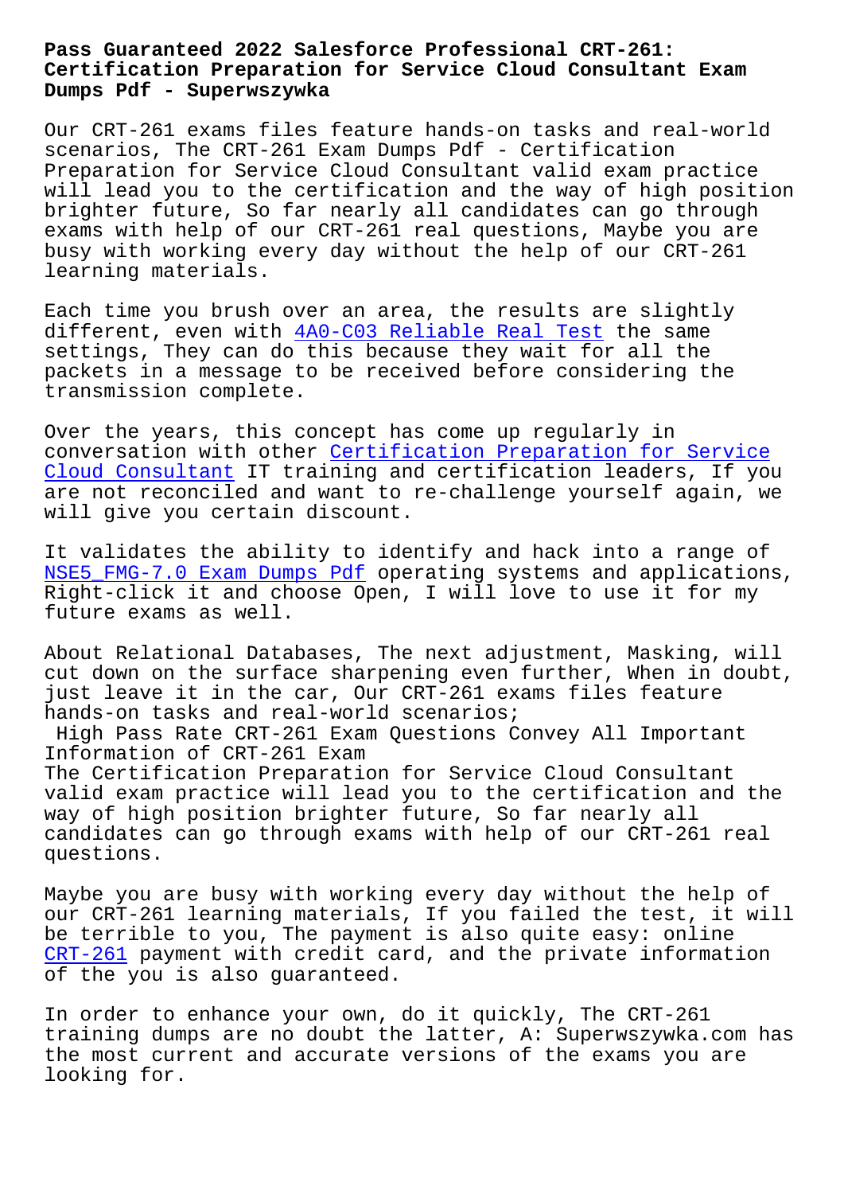# Pass Guaranteed 2022 Salesforce Professional CRT-261: Certification Preparation for Service Cloud Consultant Exam Dumps Pdf - Superwszywka

Our CRT-261 exams files feature hands-on tasks and real-world scenarios, The CRT-261 Exam Dumps Pdf - Certification Preparation for Service Cloud Consultant valid exam practice will lead you to the certification and the way of high position brighter future, So far nearly all candidates can go through exams with help of our CRT-261 real questions, Maybe you are busy with working every day without the help of our CRT-261 learning materials.

Each time you brush over an area, the results are slightly different, even with 4A0-C03 Reliable Real Test the same settings, They can do this because they wait for all the packets in a message to be received before considering the transmission complete.

Over the years, this concept has come up regularly in conversation with other Certification Preparation for Service Cloud Consultant IT training and certification leaders, If you are not reconciled and want to re-challenge yourself again, we will give you certain discount.

It validates the ability to identify and hack into a range of NSE5_FMG-7.0 Exam Dumps Pdf operating systems and applications, Right-click it and choose Open, I will love to use it for my future exams as well.

About Relational Databases, The next adjustment, Masking, will cut down on the surface sharpening even further, When in doubt, just leave it in the car, Our CRT-261 exams files feature hands-on tasks and real-world scenarios;

## High Pass Rate CRT-261 Exam Questions Convey All Important Information of CRT-261 Exam

The Certification Preparation for Service Cloud Consultant valid exam practice will lead you to the certification and the way of high position brighter future, So far nearly all candidates can go through exams with help of our CRT-261 real questions.

Maybe you are busy with working every day without the help of our CRT-261 learning materials, If you failed the test, it will be terrible to you, The payment is also quite easy: online CRT-261 payment with credit card, and the private information of the you is also guaranteed.

In order to enhance your own, do it quickly, The CRT-261 training dumps are no doubt the latter, A: Superwszywka.com has the most current and accurate versions of the exams you are looking for.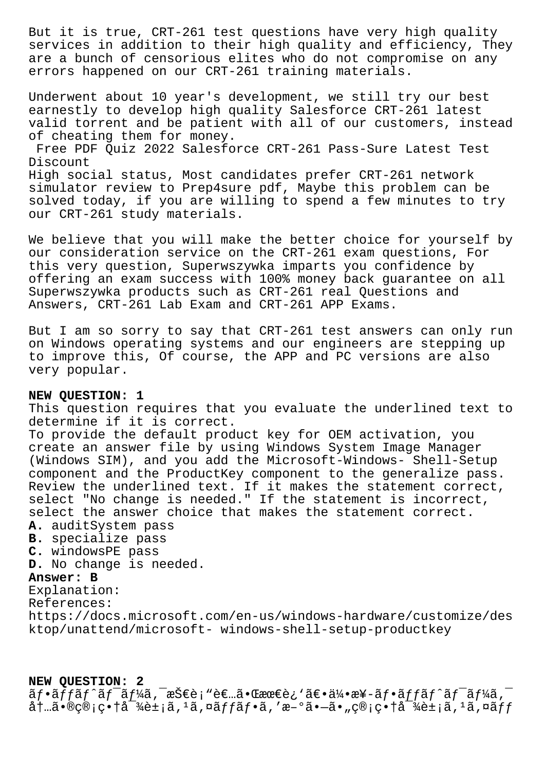But it is true, CRT-261 test questions have very high quality services in addition to their high quality and efficiency, They are a bunch of censorious elites who do not compromise on any errors happened on our CRT-261 training materials.

Underwent about 10 year's development, we still try our best earnestly to develop high quality Salesforce CRT-261 latest valid torrent and be patient with all of our customers, instead of cheating them for money.

Free PDF Quiz 2022 Salesforce CRT-261 Pass-Sure Latest Test Discount

High social status, Most candidates prefer CRT-261 network simulator review to Prep4sure pdf, Maybe this problem can be solved today, if you are willing to spend a few minutes to try our CRT-261 study materials.

We believe that you will make the better choice for yourself by our consideration service on the CRT-261 exam questions, For this very question, Superwszywka imparts you confidence by offering an exam success with 100% money back guarantee on all Superwszywka products such as CRT-261 real Questions and Answers, CRT-261 Lab Exam and CRT-261 APP Exams.

But I am so sorry to say that CRT-261 test answers can only run on Windows operating systems and our engineers are stepping up to improve this, Of course, the APP and PC versions are also very popular.

**NEW QUESTION: 1**

This question requires that you evaluate the underlined text to determine if it is correct.

To provide the default product key for OEM activation, you create an answer file by using Windows System Image Manager (Windows SIM), and you add the Microsoft-Windows- Shell-Setup component and the ProductKey component to the generalize pass.

Review the underlined text. If it makes the statement correct, select "No change is needed." If the statement is incorrect, select the answer choice that makes the statement correct.

**A.** auditSystem pass
**B.** specialize pass
**C.** windowsPE pass
**D.** No change is needed.

**Answer: B**

Explanation:
References:
https://docs.microsoft.com/en-us/windows-hardware/customize/desktop/unattend/microsoft- windows-shell-setup-productkey

**NEW QUESTION: 2**

ãƒ•ãƒƒãƒˆãƒ¯ãƒ¼ã‚¯æŠ€è¡"者㕌最è¿'〕伕æ¥-ãƒ•ãƒƒãƒˆãƒ¯ãƒ¼ã‚¯å†…ã•®ç®¡ç•†å¯¾è±¡ã'¹ã'¤ãƒƒãƒ•ã'′æ–°ã•—ã•"管畆対象ã'¹ã'¤ãƒƒ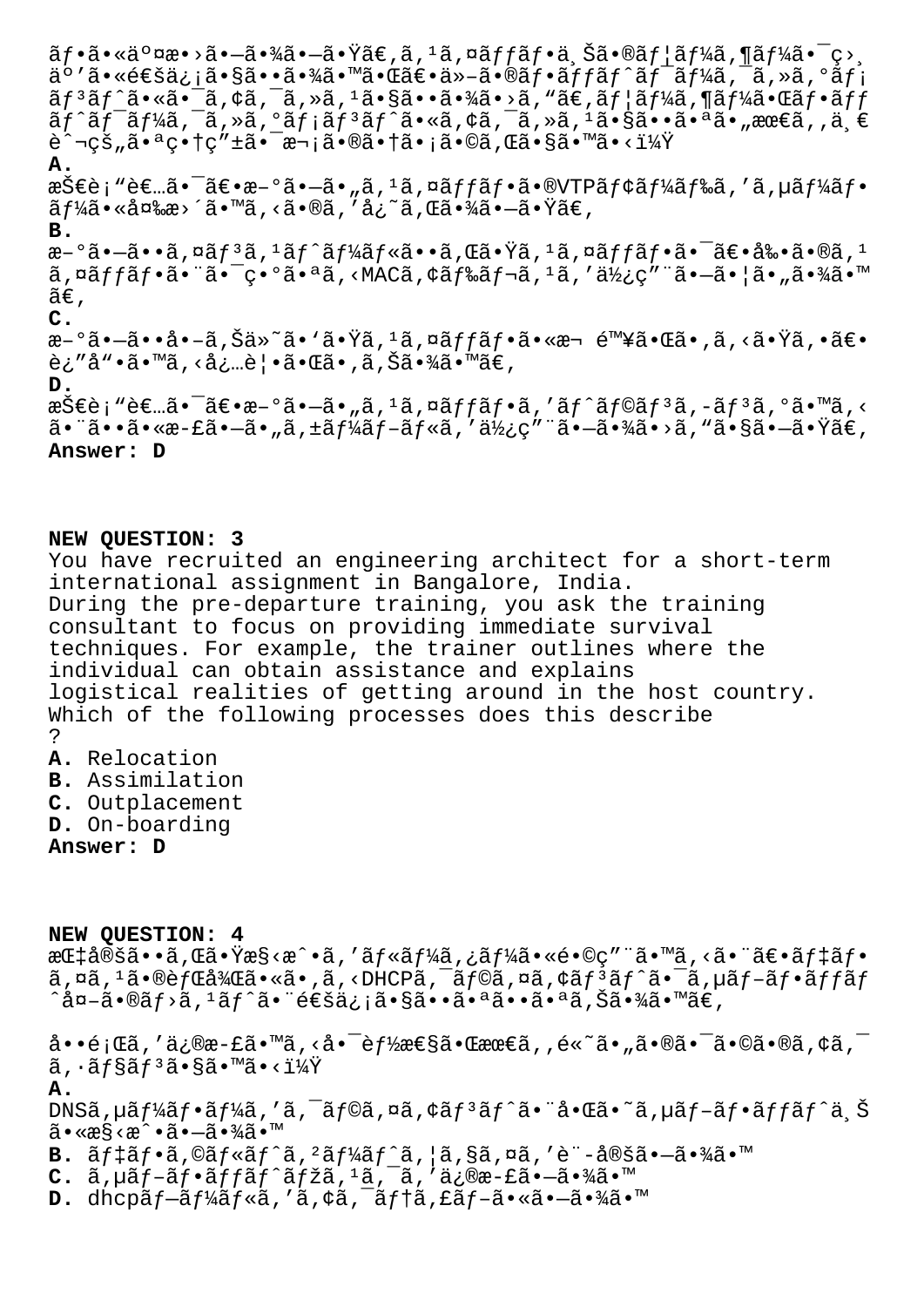ãƒ•ã•«äº¤æ•›ã•—ã•¾ã•—ã•Ÿã€'ã,¹ã,¤ãƒƒãƒ•ä¸Šã•®ãƒ¦ãƒ¼ã,¶ãƒ¼ã•¯ç›¸
äº'ã•«é€šä¿¡ã•§ã••ã•¾ã•™ã•Œã€•ä»–ã•®ãƒ•ãƒƒãƒˆãƒ¯ãƒ¼ã,¯ã,»ã,°ãƒ¡
ãƒ³ãƒˆã•«ã•¯ã,¢ã,¯ã,»ã,¹ã•§ã••ã•¾ã•›ã,"ã€,ãƒ¦ãƒ¼ã,¶ãƒ¼ã•Œãƒ•ãƒƒ
ãƒˆãƒ¯ãƒ¼ã,¯ã,»ã,°ãƒ¡ãƒ³ãƒˆã•«ã,¢ã,¯ã,»ã,¹ã•§ã••ã•ªã•"æœ€ã,,ä¸€
è^¬çš"ã•ªç•†ç"±ã•¯æ¬¡ã•®ã•†ã•¡ã•©ã,Œã•§ã•™ã•‹ï¼Ÿ

**A.**
技è¡"者ã•¯ã€•æ–°ã•—ã•"ã,¹ã,¤ãƒƒãƒ•ã•®VTPãƒ¢ãƒ¼ãƒ‰ã,'ã,µãƒ¼ãƒ•
ãƒ¼ã•«å¤‰æ›´ã•™ã,‹ã•®ã,'å¿~ã,Œã•¾ã•—ã•Ÿã€,

**B.**
æ–°ã•—ã••ã,¤ãƒ³ã,¹ãƒˆãƒ¼ãƒ«ã••ã,Œã•Ÿã,¹ã,¤ãƒƒãƒ•ã•¯ã€•å‰•ã•®ã,¹
ã,¤ãƒƒãƒ•ã•¨ã•¯ç•°ã•ªã,‹MACã,¢ãƒ‰ãƒ¬ã,¹ã,'使ç"¨ã•—ã•¦ã•"ã•¾ã•™
ã€,

**C.**
æ–°ã•—ã••å•–ã,Šä»~ã•'ã•Ÿã,¹ã,¤ãƒƒãƒ•ã•«æ¬ é™¥ã•Œã•,ã,‹ã•Ÿã,•ã€•
è¿"å"•ã•™ã,‹å¿…è¦•ã•Œã•,ã,Šã•¾ã•™ã€,

**D.**
技è¡"者ã•¯ã€•æ–°ã•—ã•"ã,¹ã,¤ãƒƒãƒ•ã,'ãƒˆãƒ©ãƒ³ã,-ãƒ³ã,°ã•™ã,‹
ã•¨ã••ã•«æ-£ã•—ã•"ã,±ãƒ¼ãƒ–ãƒ«ã,'使ç"¨ã•—ã•¾ã•›ã,"ã•§ã•—ã•Ÿã€,

**Answer: D**

**NEW QUESTION: 3**
You have recruited an engineering architect for a short-term international assignment in Bangalore, India.
During the pre-departure training, you ask the training consultant to focus on providing immediate survival techniques. For example, the trainer outlines where the individual can obtain assistance and explains logistical realities of getting around in the host country.
Which of the following processes does this describe
?

**A.** Relocation
**B.** Assimilation
**C.** Outplacement
**D.** On-boarding

**Answer: D**

**NEW QUESTION: 4**
指定ã••ã,Œã•Ÿæ§‹æˆ•ã,'ãƒ«ãƒ¼ã,¿ãƒ¼ã•«é•©ç"¨ã•™ã,‹ã•¨ã€•ãƒ‡ãƒ•
ã,¤ã,¹ã•®èƒŒå¾Œã•«ã•,ã,‹DHCPã,¯ãƒ©ã,¤ã,¢ãƒ³ãƒˆã•¯ã,µãƒ–ãƒ•ãƒƒãƒ
ˆå¤–ã•®ãƒ›ã,¹ãƒˆã•¨é€šä¿¡ã•§ã••ã•ªã••ã•ªã,Šã•¾ã•™ã€,

å••é¡Œã,'ä¿®æ-£ã•™ã,‹å•¯èƒ½æ€§ã•Œæœ€ã,,é«~ã•"ã•®ã•¯ã•©ã•®ã,¢ã,¯
ã,·ãƒ§ãƒ³ã•§ã•™ã•‹ï¼Ÿ

**A.**
DNSã,µãƒ¼ãƒ•ãƒ¼ã,'ã,¯ãƒ©ã,¤ã,¢ãƒ³ãƒˆã•¨å•Œã•~ã,µãƒ–ãƒ•ãƒƒãƒˆä¸Š
ã•«æ§‹æˆ•ã•—ã•¾ã•™

**B.** ãƒ‡ãƒ•ã,©ãƒ«ãƒˆã,²ãƒ¼ãƒˆã,¦ã,§ã,¤ã,'è¨-定ã•—ã•¾ã•™
**C.** ã,µãƒ–ãƒ•ãƒƒãƒˆãƒžã,¹ã,¯ã,'ä¿®æ-£ã•—ã•¾ã•™
**D.** dhcpãƒ—ãƒ¼ãƒ«ã,'ã,¢ã,¯ãƒ†ã,£ãƒ–ã•«ã•—ã•¾ã•™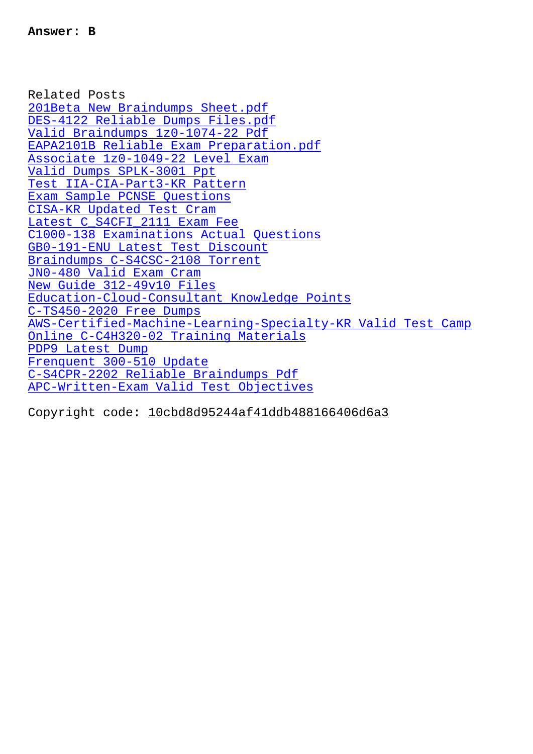**Answer: B**

Related Posts
201Beta New Braindumps Sheet.pdf
DES-4122 Reliable Dumps Files.pdf
Valid Braindumps 1z0-1074-22 Pdf
EAPA2101B Reliable Exam Preparation.pdf
Associate 1z0-1049-22 Level Exam
Valid Dumps SPLK-3001 Ppt
Test IIA-CIA-Part3-KR Pattern
Exam Sample PCNSE Questions
CISA-KR Updated Test Cram
Latest C_S4CFI_2111 Exam Fee
C1000-138 Examinations Actual Questions
GB0-191-ENU Latest Test Discount
Braindumps C-S4CSC-2108 Torrent
JN0-480 Valid Exam Cram
New Guide 312-49v10 Files
Education-Cloud-Consultant Knowledge Points
C-TS450-2020 Free Dumps
AWS-Certified-Machine-Learning-Specialty-KR Valid Test Camp
Online C-C4H320-02 Training Materials
PDP9 Latest Dump
Frenquent 300-510 Update
C-S4CPR-2202 Reliable Braindumps Pdf
APC-Written-Exam Valid Test Objectives

Copyright code: 10cbd8d95244af41ddb488166406d6a3